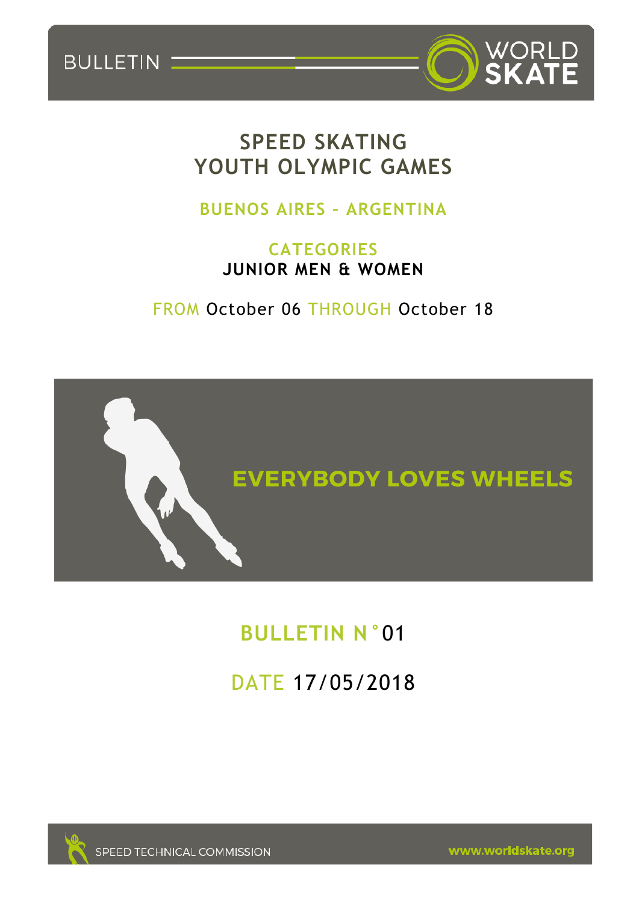BULLETIN

# SPEED SKATING YOUTH OLYMPIC GAMES

## BUENOS AIRES – ARGENTINA

### CATEGORIES
**JUNIOR MEN & WOMEN**

FROM October 06 THROUGH October 18

**EVERYBODY LOVES WHEELS**

## BULLETIN N°01

DATE 17/05/2018

SPEED TECHNICAL COMMISSION

www.worldskate.org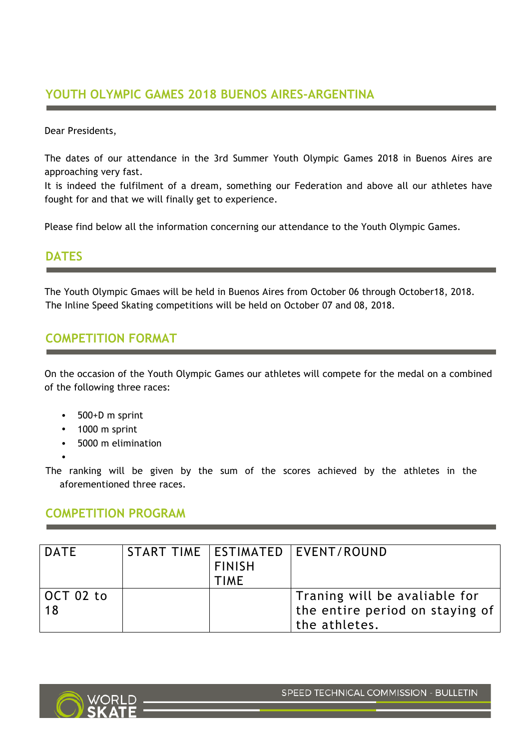## YOUTH OLYMPIC GAMES 2018 BUENOS AIRES-ARGENTINA

Dear Presidents,

The dates of our attendance in the 3rd Summer Youth Olympic Games 2018 in Buenos Aires are approaching very fast.
It is indeed the fulfilment of a dream, something our Federation and above all our athletes have fought for and that we will finally get to experience.

Please find below all the information concerning our attendance to the Youth Olympic Games.

## DATES

The Youth Olympic Gmaes will be held in Buenos Aires from October 06 through October18, 2018.
The Inline Speed Skating competitions will be held on October 07 and 08, 2018.

## COMPETITION FORMAT

On the occasion of the Youth Olympic Games our athletes will compete for the medal on a combined of the following three races:

- 500+D m sprint
- 1000 m sprint
- 5000 m elimination

The ranking will be given by the sum of the scores achieved by the athletes in the aforementioned three races.

## COMPETITION PROGRAM

| DATE | START TIME | ESTIMATED FINISH TIME | EVENT/ROUND |
|---|---|---|---|
| OCT 02 to 18 | | | Traning will be avaliable for the entire period on staying of the athletes. |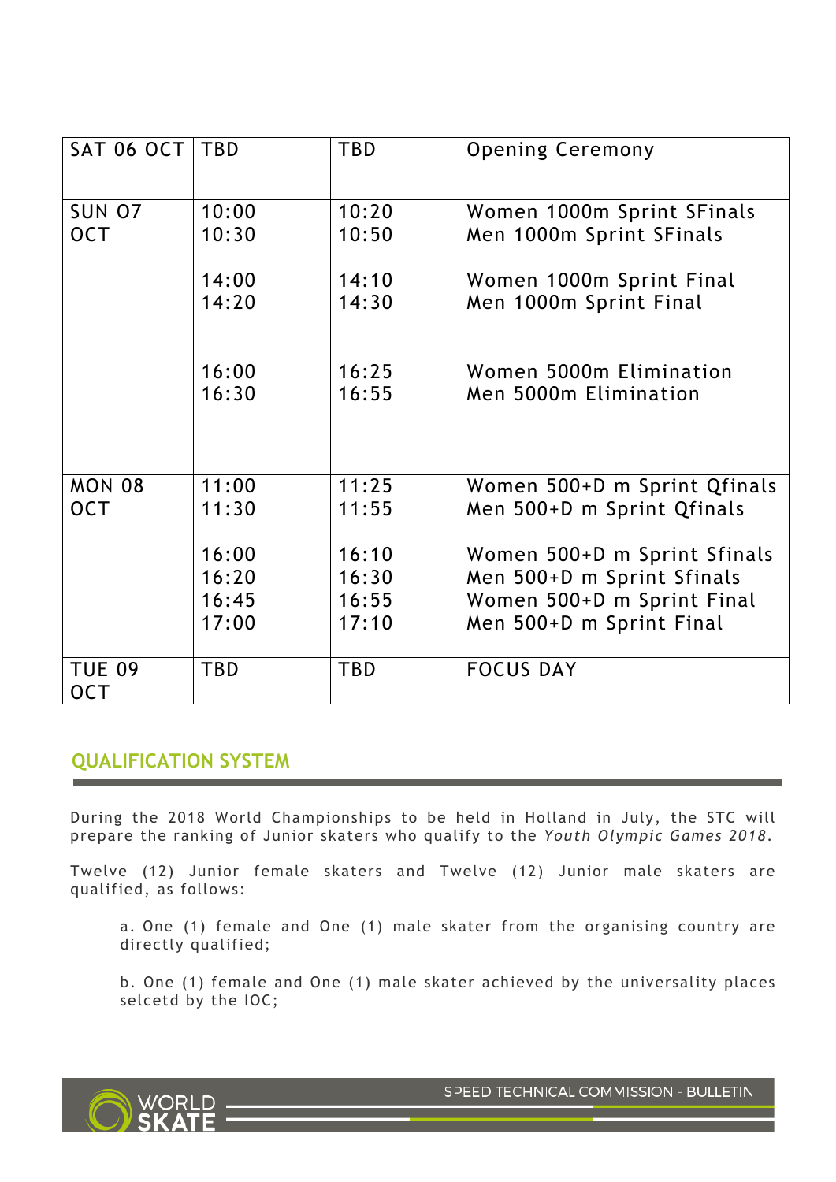| | | | |
|---|---|---|---|
| SAT 06 OCT | TBD | TBD | Opening Ceremony |
| SUN 07 OCT | 10:00<br>10:30<br><br>14:00<br>14:20<br><br><br>16:00<br>16:30 | 10:20<br>10:50<br><br>14:10<br>14:30<br><br><br>16:25<br>16:55 | Women 1000m Sprint SFinals<br>Men 1000m Sprint SFinals<br><br>Women 1000m Sprint Final<br>Men 1000m Sprint Final<br><br><br>Women 5000m Elimination<br>Men 5000m Elimination |
| MON 08 OCT | 11:00<br>11:30<br><br>16:00<br>16:20<br>16:45<br>17:00 | 11:25<br>11:55<br><br>16:10<br>16:30<br>16:55<br>17:10 | Women 500+D m Sprint Qfinals<br>Men 500+D m Sprint Qfinals<br><br>Women 500+D m Sprint Sfinals<br>Men 500+D m Sprint Sfinals<br>Women 500+D m Sprint Final<br>Men 500+D m Sprint Final |
| TUE 09 OCT | TBD | TBD | FOCUS DAY |

## QUALIFICATION SYSTEM

During the 2018 World Championships to be held in Holland in July, the STC will prepare the ranking of Junior skaters who qualify to the *Youth Olympic Games 2018*.

Twelve (12) Junior female skaters and Twelve (12) Junior male skaters are qualified, as follows:

a. One (1) female and One (1) male skater from the organising country are directly qualified;

b. One (1) female and One (1) male skater achieved by the universality places selcetd by the IOC;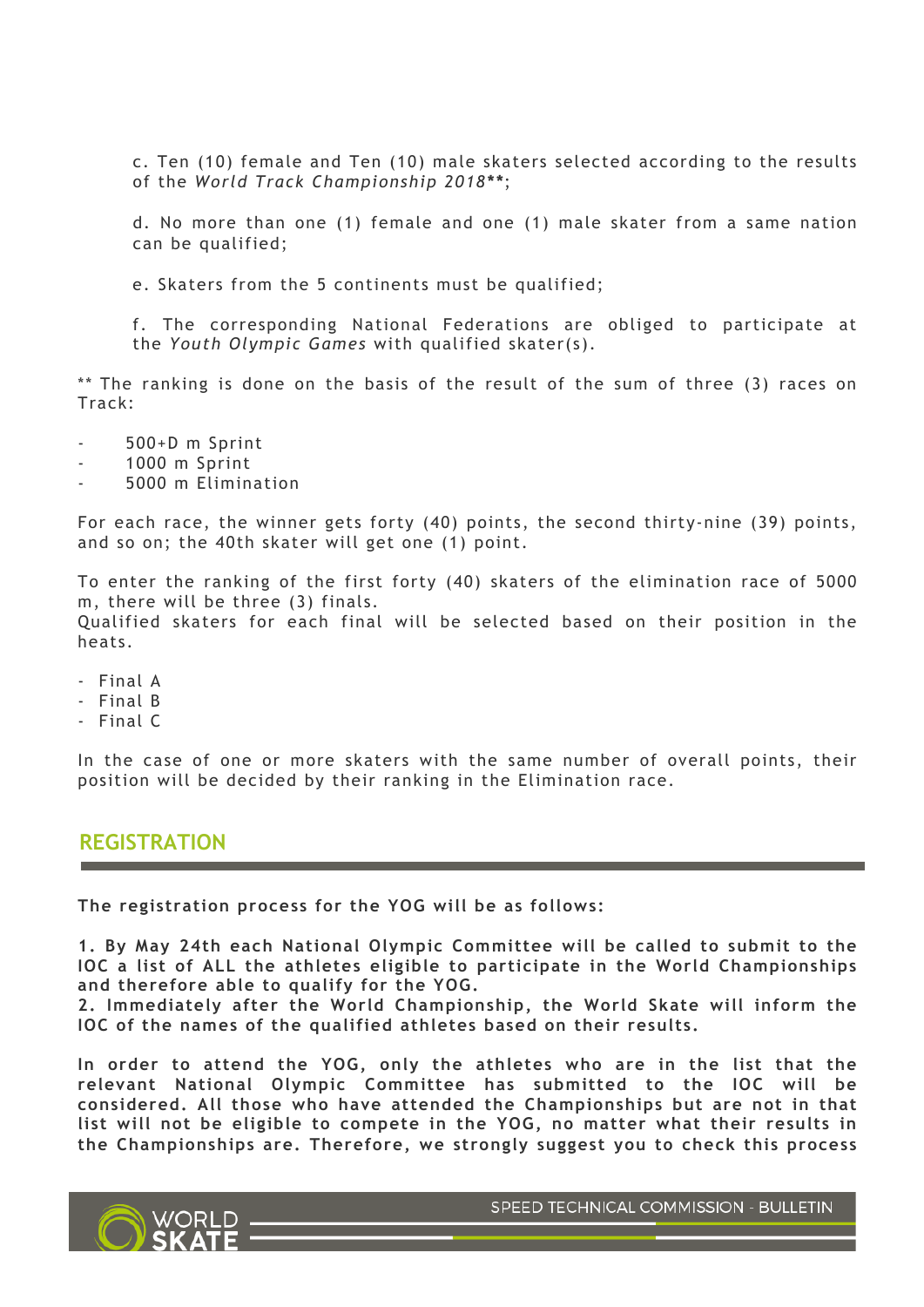c. Ten (10) female and Ten (10) male skaters selected according to the results of the *World Track Championship 2018*\*\*;

d. No more than one (1) female and one (1) male skater from a same nation can be qualified;

e. Skaters from the 5 continents must be qualified;

f. The corresponding National Federations are obliged to participate at the *Youth Olympic Games* with qualified skater(s).

** The ranking is done on the basis of the result of the sum of three (3) races on Track:

- 500+D m Sprint
- 1000 m Sprint
- 5000 m Elimination

For each race, the winner gets forty (40) points, the second thirty-nine (39) points, and so on; the 40th skater will get one (1) point.

To enter the ranking of the first forty (40) skaters of the elimination race of 5000 m, there will be three (3) finals.
Qualified skaters for each final will be selected based on their position in the heats.

- Final A
- Final B
- Final C

In the case of one or more skaters with the same number of overall points, their position will be decided by their ranking in the Elimination race.

## REGISTRATION

**The registration process for the YOG will be as follows:**

**1. By May 24th each National Olympic Committee will be called to submit to the IOC a list of ALL the athletes eligible to participate in the World Championships and therefore able to qualify for the YOG.**
**2. Immediately after the World Championship, the World Skate will inform the IOC of the names of the qualified athletes based on their results.**

**In order to attend the YOG, only the athletes who are in the list that the relevant National Olympic Committee has submitted to the IOC will be considered. All those who have attended the Championships but are not in that list will not be eligible to compete in the YOG, no matter what their results in the Championships are. Therefore, we strongly suggest you to check this process**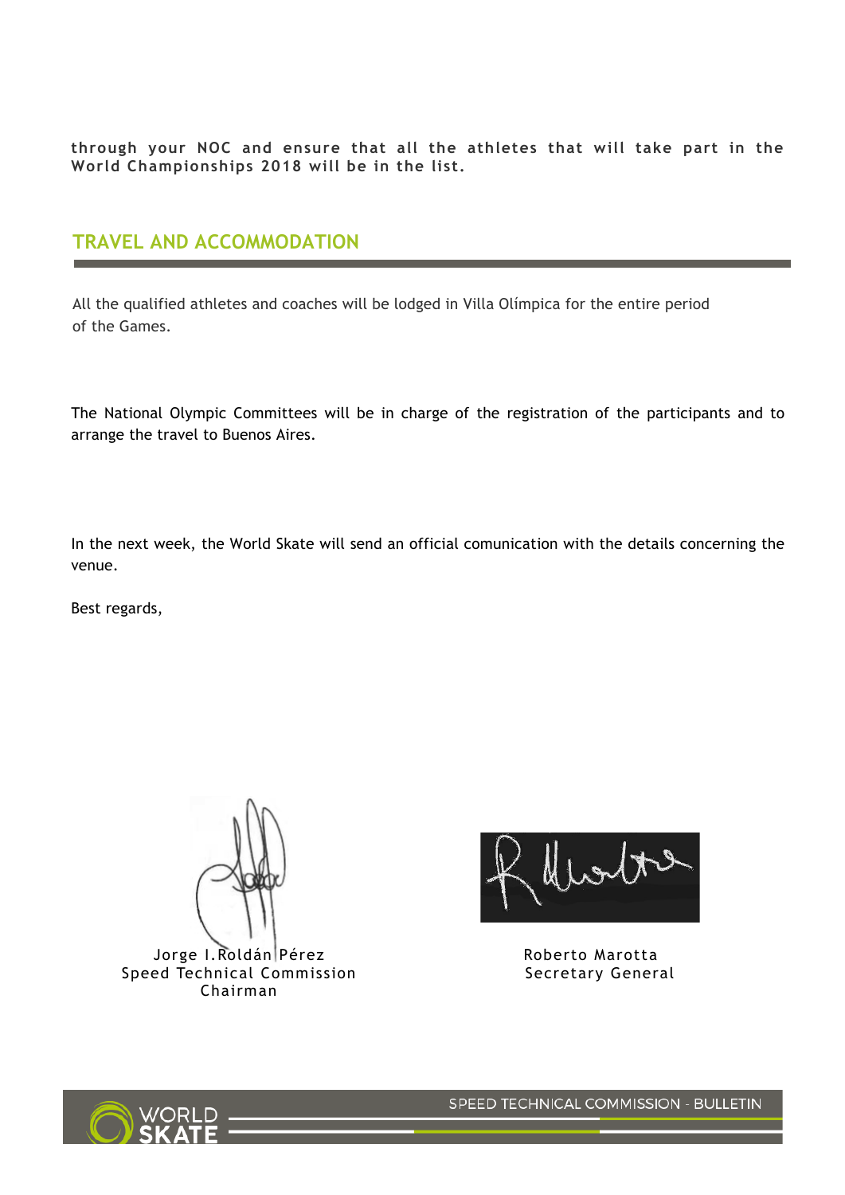**through your NOC and ensure that all the athletes that will take part in the World Championships 2018 will be in the list.**

## TRAVEL AND ACCOMMODATION

All the qualified athletes and coaches will be lodged in Villa Olímpica for the entire period of the Games.

The National Olympic Committees will be in charge of the registration of the participants and to arrange the travel to Buenos Aires.

In the next week, the World Skate will send an official comunication with the details concerning the venue.

Best regards,

Jorge I.Roldán Pérez
Speed Technical Commission
Chairman

Roberto Marotta
Secretary General